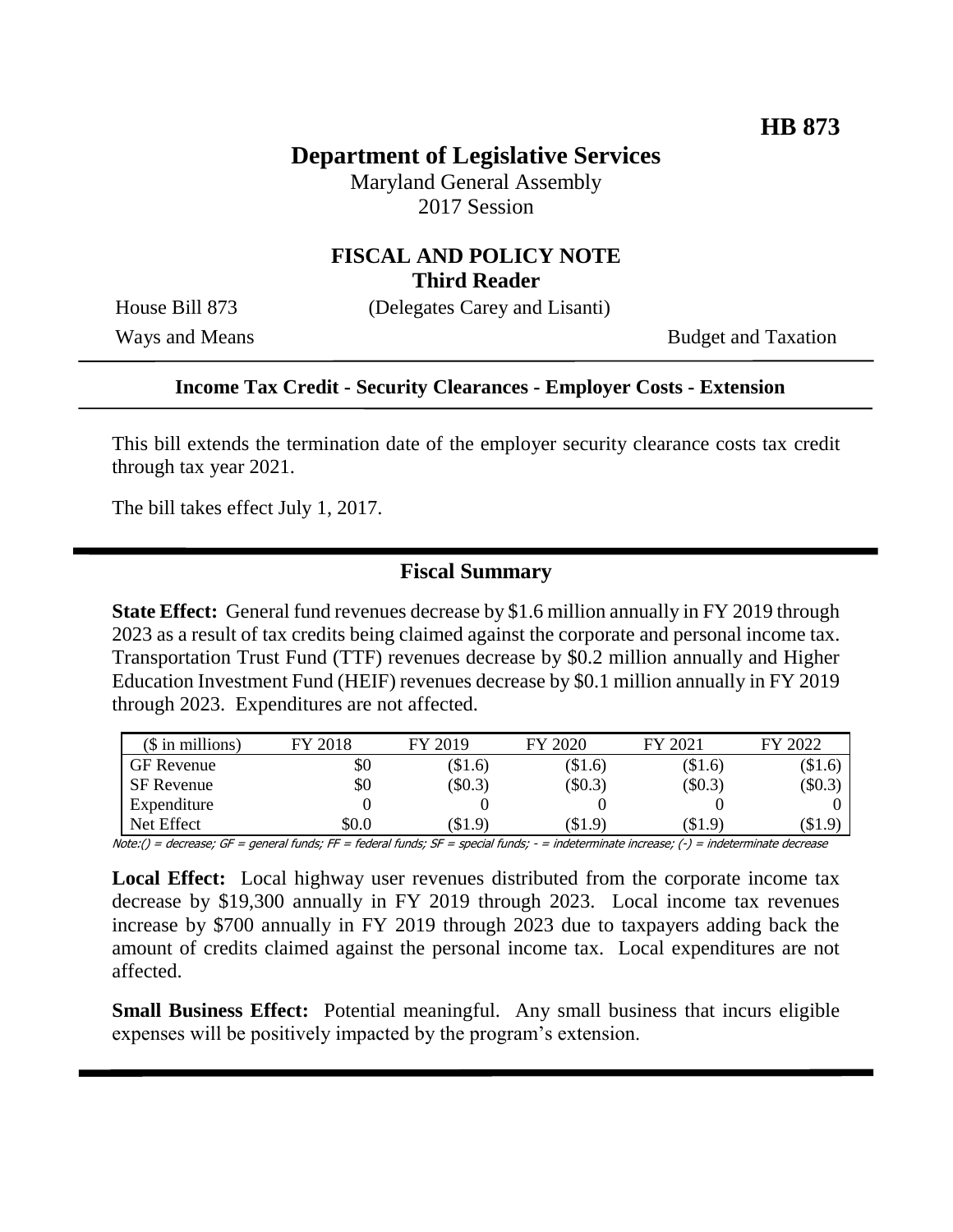**HB 873**

# Department of Legislative Services

Maryland General Assembly
2017 Session

## FISCAL AND POLICY NOTE
**Third Reader**

House Bill 873 (Delegates Carey and Lisanti)

Ways and Means Budget and Taxation

**Income Tax Credit - Security Clearances - Employer Costs - Extension**

This bill extends the termination date of the employer security clearance costs tax credit through tax year 2021.

The bill takes effect July 1, 2017.

## Fiscal Summary

**State Effect:** General fund revenues decrease by $1.6 million annually in FY 2019 through 2023 as a result of tax credits being claimed against the corporate and personal income tax. Transportation Trust Fund (TTF) revenues decrease by $0.2 million annually and Higher Education Investment Fund (HEIF) revenues decrease by $0.1 million annually in FY 2019 through 2023. Expenditures are not affected.

| ($ in millions) | FY 2018 | FY 2019 | FY 2020 | FY 2021 | FY 2022 |
|---|---|---|---|---|---|
| GF Revenue | $0 | ($1.6) | ($1.6) | ($1.6) | ($1.6) |
| SF Revenue | $0 | ($0.3) | ($0.3) | ($0.3) | ($0.3) |
| Expenditure | 0 | 0 | 0 | 0 | 0 |
| Net Effect | $0.0 | ($1.9) | ($1.9) | ($1.9) | ($1.9) |

*Note:() = decrease; GF = general funds; FF = federal funds; SF = special funds; - = indeterminate increase; (-) = indeterminate decrease*

**Local Effect:** Local highway user revenues distributed from the corporate income tax decrease by $19,300 annually in FY 2019 through 2023. Local income tax revenues increase by $700 annually in FY 2019 through 2023 due to taxpayers adding back the amount of credits claimed against the personal income tax. Local expenditures are not affected.

**Small Business Effect:** Potential meaningful. Any small business that incurs eligible expenses will be positively impacted by the program's extension.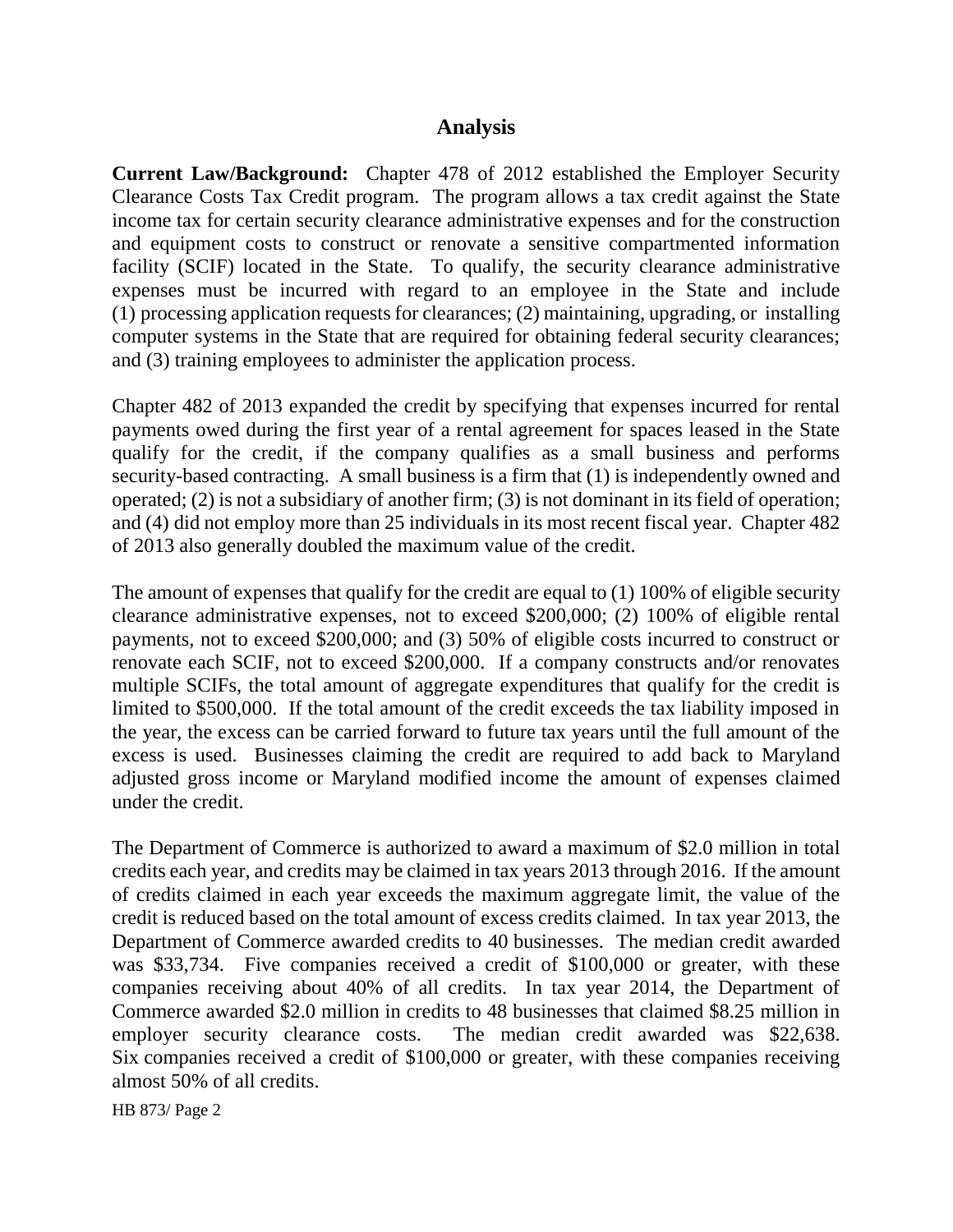## Analysis

**Current Law/Background:** Chapter 478 of 2012 established the Employer Security Clearance Costs Tax Credit program. The program allows a tax credit against the State income tax for certain security clearance administrative expenses and for the construction and equipment costs to construct or renovate a sensitive compartmented information facility (SCIF) located in the State. To qualify, the security clearance administrative expenses must be incurred with regard to an employee in the State and include (1) processing application requests for clearances; (2) maintaining, upgrading, or installing computer systems in the State that are required for obtaining federal security clearances; and (3) training employees to administer the application process.

Chapter 482 of 2013 expanded the credit by specifying that expenses incurred for rental payments owed during the first year of a rental agreement for spaces leased in the State qualify for the credit, if the company qualifies as a small business and performs security-based contracting. A small business is a firm that (1) is independently owned and operated; (2) is not a subsidiary of another firm; (3) is not dominant in its field of operation; and (4) did not employ more than 25 individuals in its most recent fiscal year. Chapter 482 of 2013 also generally doubled the maximum value of the credit.

The amount of expenses that qualify for the credit are equal to (1) 100% of eligible security clearance administrative expenses, not to exceed $200,000; (2) 100% of eligible rental payments, not to exceed $200,000; and (3) 50% of eligible costs incurred to construct or renovate each SCIF, not to exceed $200,000. If a company constructs and/or renovates multiple SCIFs, the total amount of aggregate expenditures that qualify for the credit is limited to $500,000. If the total amount of the credit exceeds the tax liability imposed in the year, the excess can be carried forward to future tax years until the full amount of the excess is used. Businesses claiming the credit are required to add back to Maryland adjusted gross income or Maryland modified income the amount of expenses claimed under the credit.

The Department of Commerce is authorized to award a maximum of $2.0 million in total credits each year, and credits may be claimed in tax years 2013 through 2016. If the amount of credits claimed in each year exceeds the maximum aggregate limit, the value of the credit is reduced based on the total amount of excess credits claimed. In tax year 2013, the Department of Commerce awarded credits to 40 businesses. The median credit awarded was $33,734. Five companies received a credit of $100,000 or greater, with these companies receiving about 40% of all credits. In tax year 2014, the Department of Commerce awarded $2.0 million in credits to 48 businesses that claimed $8.25 million in employer security clearance costs. The median credit awarded was $22,638. Six companies received a credit of $100,000 or greater, with these companies receiving almost 50% of all credits.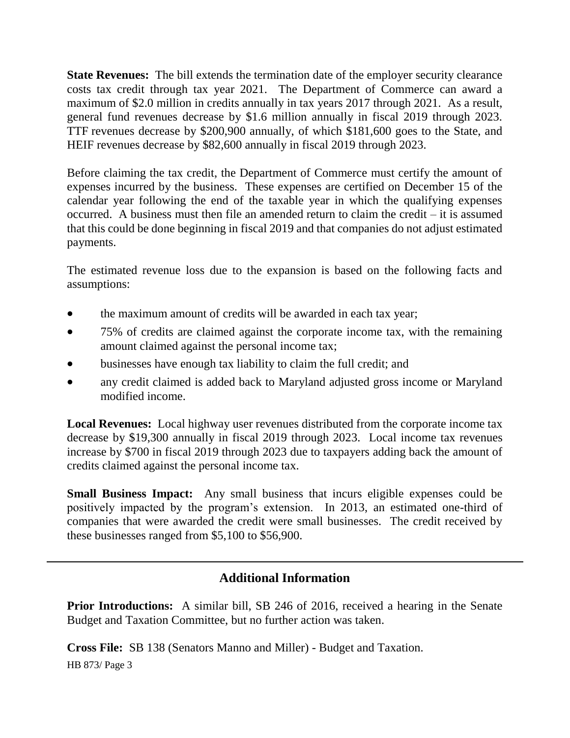**State Revenues:** The bill extends the termination date of the employer security clearance costs tax credit through tax year 2021. The Department of Commerce can award a maximum of $2.0 million in credits annually in tax years 2017 through 2021. As a result, general fund revenues decrease by $1.6 million annually in fiscal 2019 through 2023. TTF revenues decrease by $200,900 annually, of which $181,600 goes to the State, and HEIF revenues decrease by $82,600 annually in fiscal 2019 through 2023.

Before claiming the tax credit, the Department of Commerce must certify the amount of expenses incurred by the business. These expenses are certified on December 15 of the calendar year following the end of the taxable year in which the qualifying expenses occurred. A business must then file an amended return to claim the credit – it is assumed that this could be done beginning in fiscal 2019 and that companies do not adjust estimated payments.

The estimated revenue loss due to the expansion is based on the following facts and assumptions:

- the maximum amount of credits will be awarded in each tax year;
- 75% of credits are claimed against the corporate income tax, with the remaining amount claimed against the personal income tax;
- businesses have enough tax liability to claim the full credit; and
- any credit claimed is added back to Maryland adjusted gross income or Maryland modified income.

**Local Revenues:** Local highway user revenues distributed from the corporate income tax decrease by $19,300 annually in fiscal 2019 through 2023. Local income tax revenues increase by $700 in fiscal 2019 through 2023 due to taxpayers adding back the amount of credits claimed against the personal income tax.

**Small Business Impact:** Any small business that incurs eligible expenses could be positively impacted by the program's extension. In 2013, an estimated one-third of companies that were awarded the credit were small businesses. The credit received by these businesses ranged from $5,100 to $56,900.

## Additional Information

**Prior Introductions:** A similar bill, SB 246 of 2016, received a hearing in the Senate Budget and Taxation Committee, but no further action was taken.

**Cross File:** SB 138 (Senators Manno and Miller) - Budget and Taxation.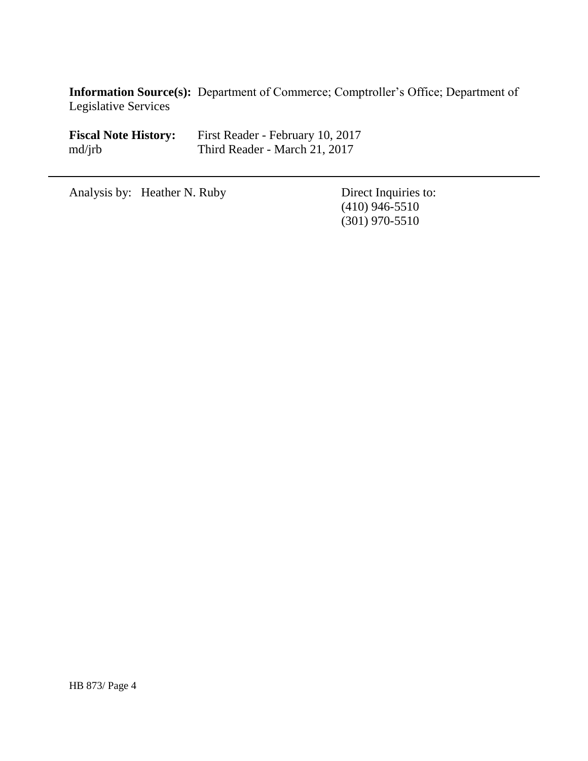**Information Source(s):** Department of Commerce; Comptroller's Office; Department of Legislative Services

**Fiscal Note History:** First Reader - February 10, 2017
md/jrb Third Reader - March 21, 2017

---

Analysis by: Heather N. Ruby

Direct Inquiries to:
(410) 946-5510
(301) 970-5510